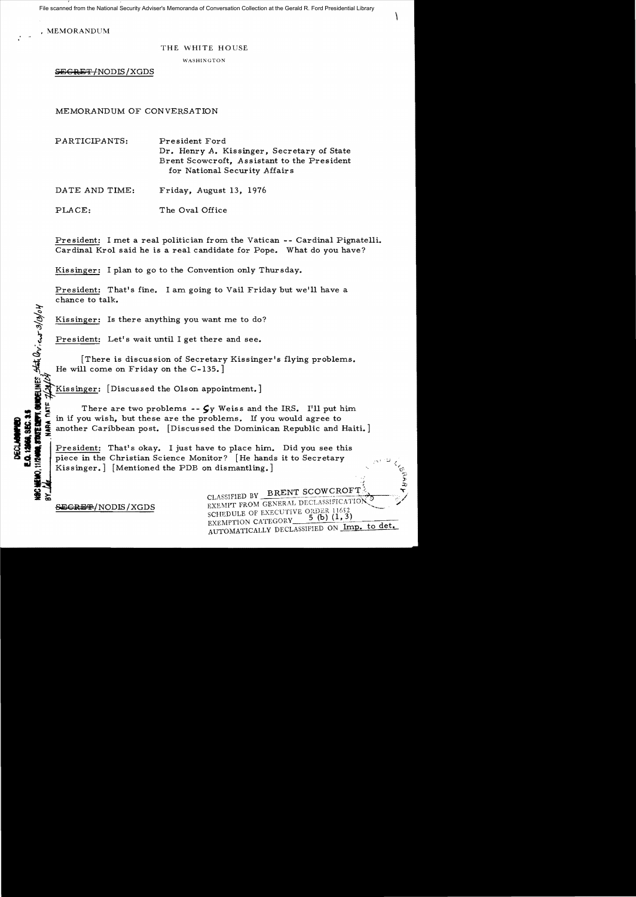MEMORANDUM

THE WHITE HOUSE

WASHINGTON

~~SECRET~~/NODIS/XGDS

MEMORANDUM OF CONVERSATION

PARTICIPANTS: President Ford
Dr. Henry A. Kissinger, Secretary of State
Brent Scowcroft, Assistant to the President for National Security Affairs

DATE AND TIME: Friday, August 13, 1976

PLACE: The Oval Office

President: I met a real politician from the Vatican -- Cardinal Pignatelli. Cardinal Krol said he is a real candidate for Pope. What do you have?

Kissinger: I plan to go to the Convention only Thursday.

President: That's fine. I am going to Vail Friday but we'll have a chance to talk.

Kissinger: Is there anything you want me to do?

President: Let's wait until I get there and see.

[There is discussion of Secretary Kissinger's flying problems. He will come on Friday on the C-135.]

Kissinger: [Discussed the Olson appointment.]

There are two problems -- Sy Weiss and the IRS. I'll put him in if you wish, but these are the problems. If you would agree to another Caribbean post. [Discussed the Dominican Republic and Haiti.]

President: That's okay. I just have to place him. Did you see this piece in the Christian Science Monitor? [He hands it to Secretary Kissinger.] [Mentioned the PDB on dismantling.]

~~SECRET~~/NODIS/XGDS

CLASSIFIED BY BRENT SCOWCROFT
EXEMPT FROM GENERAL DECLASSIFICATION SCHEDULE OF EXECUTIVE ORDER 11652
EXEMPTION CATEGORY 5 (b) (1, 3)
AUTOMATICALLY DECLASSIFIED ON Imp. to det.

DECLASSIFIED
E.O. 12958, SEC. 3.5
NSC MEMO, 11/24/98, STATE DEPT. GUIDELINES State Dev. 3/9/04
BY ___ NARA DATE 7/21/04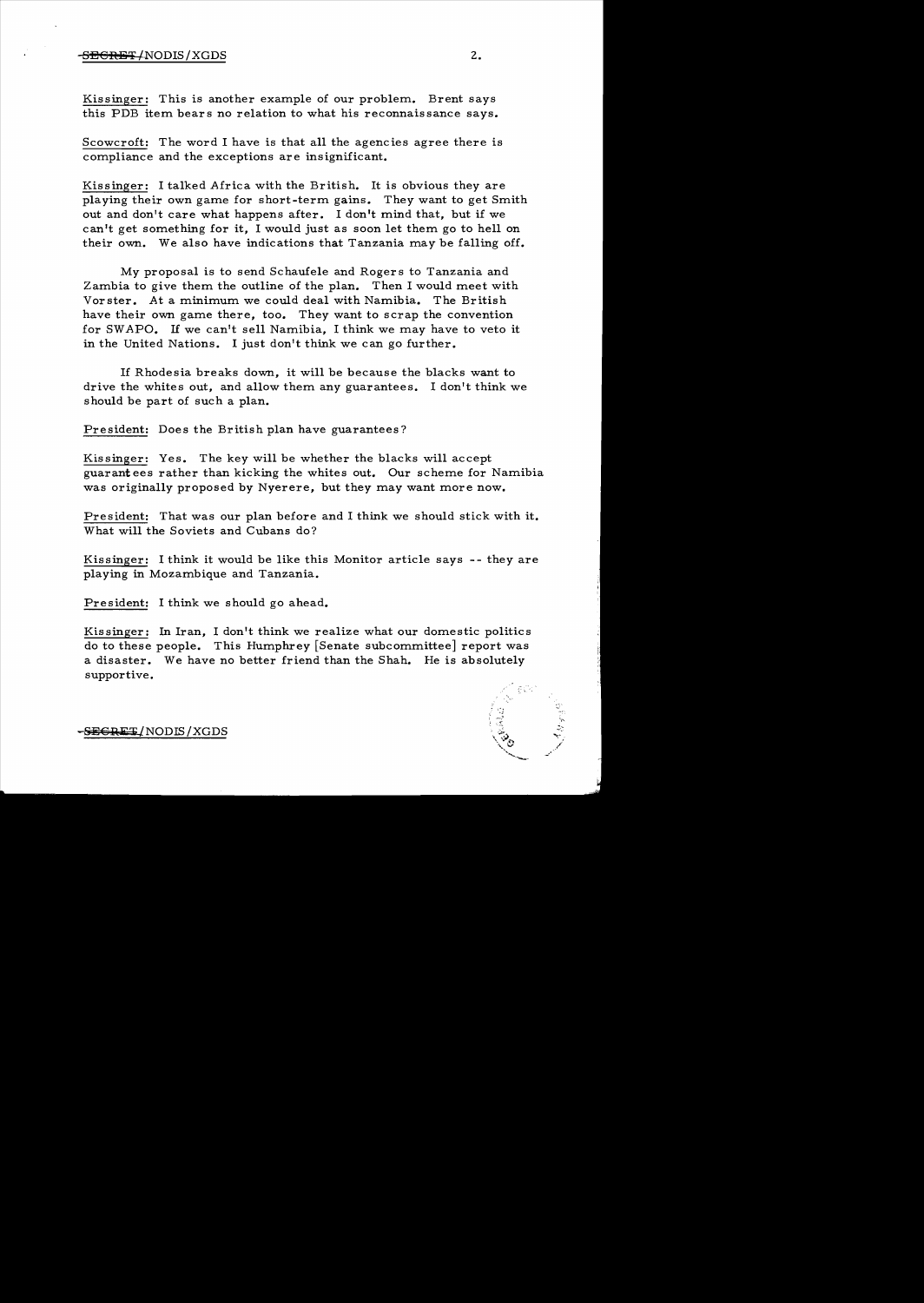Kissinger: This is another example of our problem. Brent says this PDB item bears no relation to what his reconnaissance says.

Scowcroft: The word I have is that all the agencies agree there is compliance and the exceptions are insignificant.

Kissinger: I talked Africa with the British. It is obvious they are playing their own game for short-term gains. They want to get Smith out and don't care what happens after. I don't mind that, but if we can't get something for it, I would just as soon let them go to hell on their own. We also have indications that Tanzania may be falling off.

My proposal is to send Schaufele and Rogers to Tanzania and Zambia to give them the outline of the plan. Then I would meet with Vorster. At a minimum we could deal with Namibia. The British have their own game there, too. They want to scrap the convention for SWAPO. If we can't sell Namibia, I think we may have to veto it in the United Nations. I just don't think we can go further.

If Rhodesia breaks down, it will be because the blacks want to drive the whites out, and allow them any guarantees. I don't think we should be part of such a plan.

President: Does the British plan have guarantees?

Kissinger: Yes. The key will be whether the blacks will accept guarantees rather than kicking the whites out. Our scheme for Namibia was originally proposed by Nyerere, but they may want more now.

President: That was our plan before and I think we should stick with it. What will the Soviets and Cubans do?

Kissinger: I think it would be like this Monitor article says -- they are playing in Mozambique and Tanzania.

President: I think we should go ahead.

Kissinger: In Iran, I don't think we realize what our domestic politics do to these people. This Humphrey [Senate subcommittee] report was a disaster. We have no better friend than the Shah. He is absolutely supportive.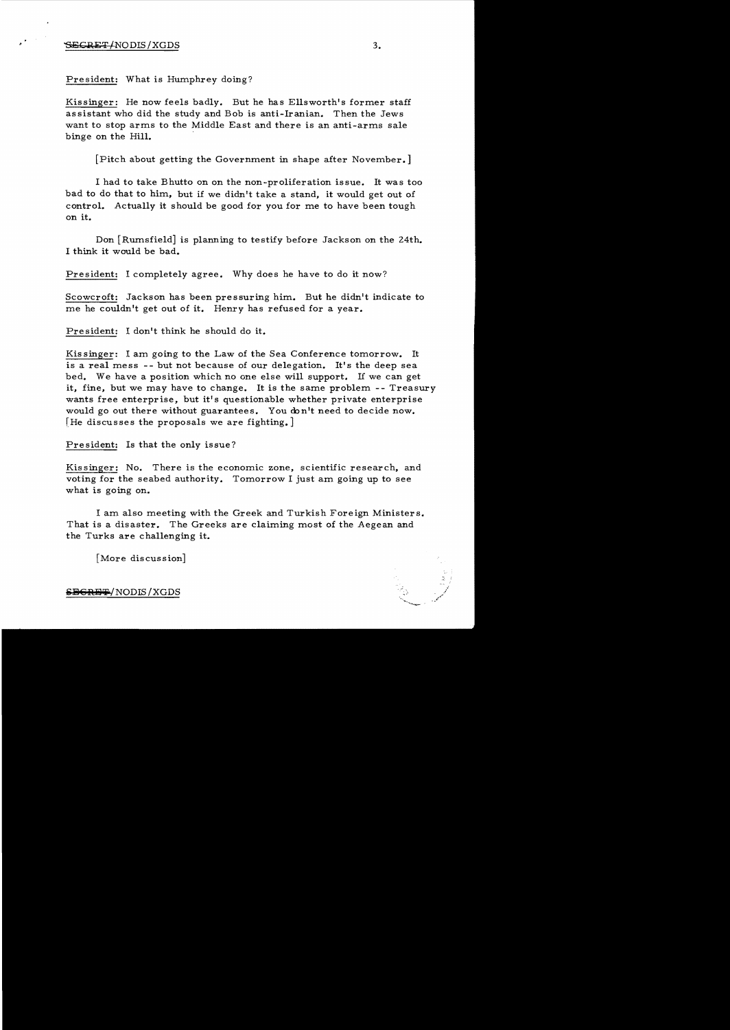President: What is Humphrey doing?

Kissinger: He now feels badly. But he has Ellsworth's former staff assistant who did the study and Bob is anti-Iranian. Then the Jews want to stop arms to the Middle East and there is an anti-arms sale binge on the Hill.

[Pitch about getting the Government in shape after November.]

I had to take Bhutto on on the non-proliferation issue. It was too bad to do that to him, but if we didn't take a stand, it would get out of control. Actually it should be good for you for me to have been tough on it.

Don [Rumsfeld] is planning to testify before Jackson on the 24th. I think it would be bad.

President: I completely agree. Why does he have to do it now?

Scowcroft: Jackson has been pressuring him. But he didn't indicate to me he couldn't get out of it. Henry has refused for a year.

President: I don't think he should do it.

Kissinger: I am going to the Law of the Sea Conference tomorrow. It is a real mess -- but not because of our delegation. It's the deep sea bed. We have a position which no one else will support. If we can get it, fine, but we may have to change. It is the same problem -- Treasury wants free enterprise, but it's questionable whether private enterprise would go out there without guarantees. You don't need to decide now. [He discusses the proposals we are fighting.]

President: Is that the only issue?

Kissinger: No. There is the economic zone, scientific research, and voting for the seabed authority. Tomorrow I just am going up to see what is going on.

I am also meeting with the Greek and Turkish Foreign Ministers. That is a disaster. The Greeks are claiming most of the Aegean and the Turks are challenging it.

[More discussion]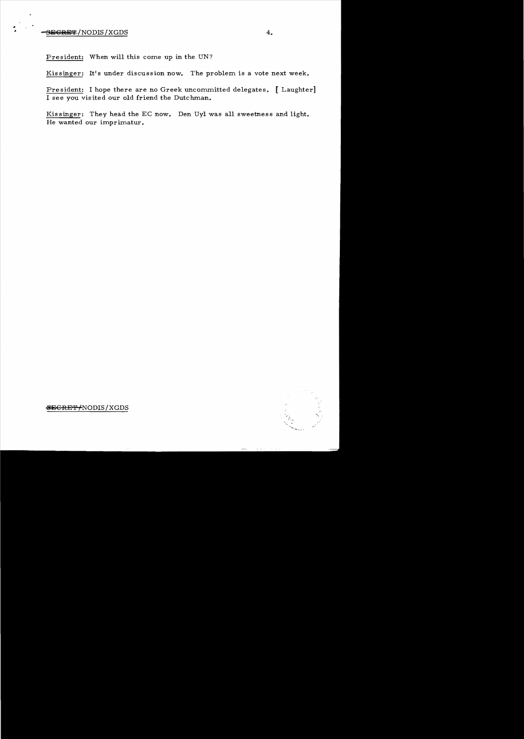President: When will this come up in the UN?

Kissinger: It's under discussion now. The problem is a vote next week.

President: I hope there are no Greek uncommitted delegates. [ Laughter] I see you visited our old friend the Dutchman.

Kissinger: They head the EC now. Den Uyl was all sweetness and light. He wanted our imprimatur.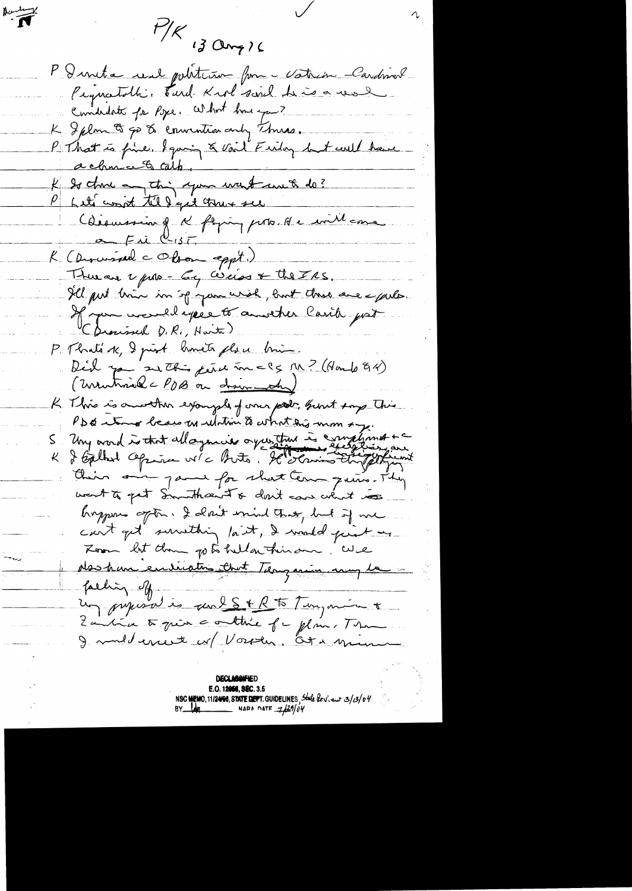P/K 13 Aug 76

P I met a real politician from Vatican – Cardinal Pignatelli. Card. Krol said he is a real candidate for Pope. What have you?

K I plan to go to convention only Thurs.

P That is fine. I am going to Vail Friday but will have a chance to talk.

K Is there anything you want me to do?

P Let's wait till I get there & see

(Discussion of K flying pools. He will come on Fri C-135)

K (Discussed Olson appt.)

There are 2 pros – Cy Weiss & the IRS.

I'll put him in if you wish, but there are 2 pools. If you would agree to another Carib post

(Discussed D.R., Haiti)

P That's ok, I just want to place him.

Did you see this piece in CS M? (Hamlo 8A)

(mentioned PDB on drinking)

K This is another example of our pols. Somebody this PDB item bears no relation to what this mm say.

S My concern is that all agencies of question are complying, but

K I talked again w/ Botha. He claims they're fulfilling their end game for that Com guns. They want to get Smith out & don't care what happens after. I don't mind that, but if we can't get something for it, I would put on Zom let them go to hell on this one. We also have indications that Tanzania may be falling off.

My proposal is send S & R to Tanzania & Zambia to give a outline of a plan. Then I would meet w/ Vorster. At a minimum

DECLASSIFIED
E.O. 12958, SEC. 3.5
NSC MEMO, 11/24/98, STATE DEPT. GUIDELINES, State Review 3/13/04
BY ___ NARA DATE 7/29/04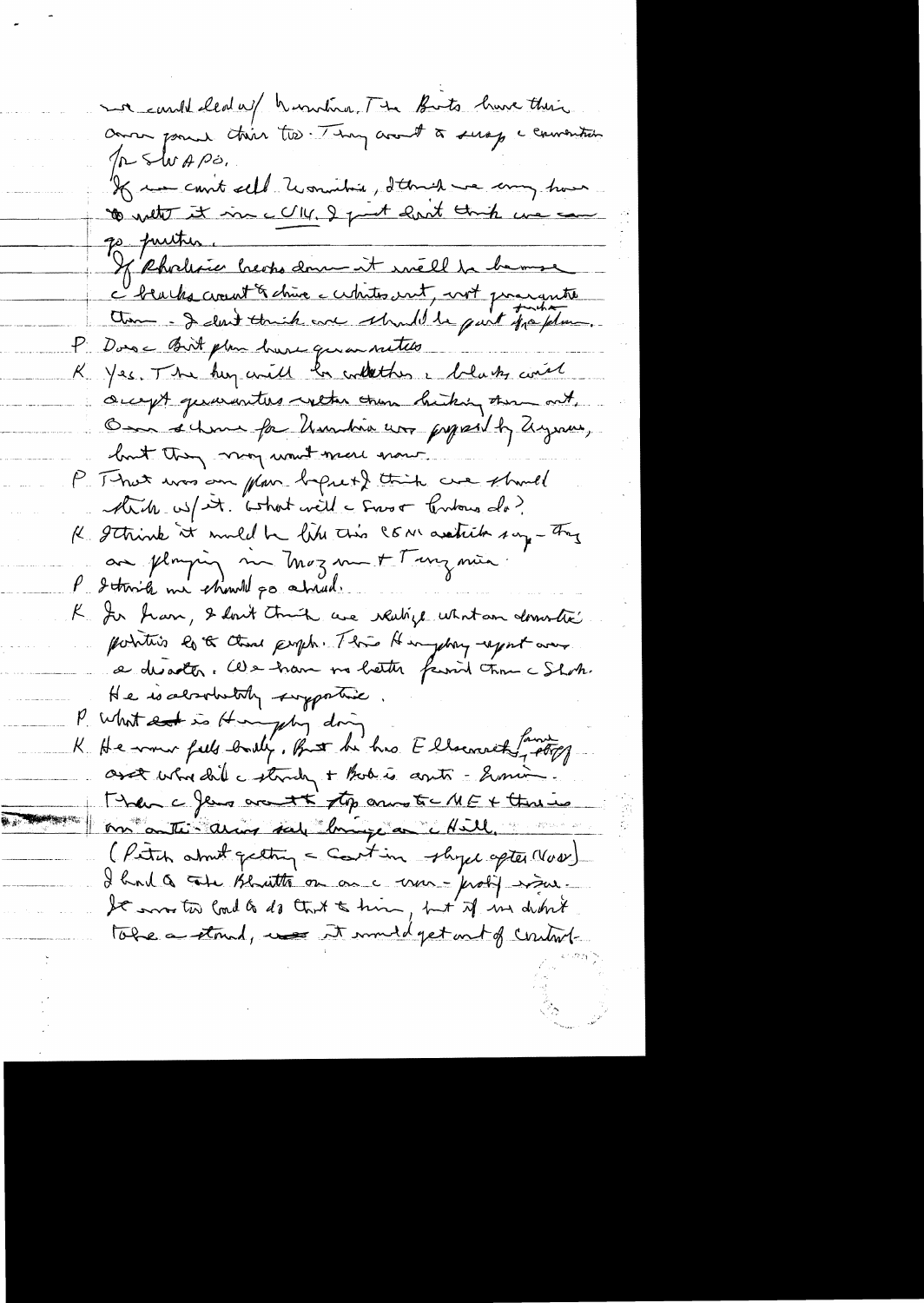we could deal w/ Namibia. The Brits have their own proposal there too. They want to scrap a convention for SWAPO.

If we can't sell Namibia, I think we may have to wrap it in a UN. I just don't think we can go further.

If Rhodesia breaks down it will be because the blacks want to drive the whites out, not guarantee them. I don't think we should be part of a plan.

P. Does the Brit plan have guarantees?

K. Yes. The key will be whether the blacks will accept guarantees rather than kicking them out. One scheme for Namibia was proposed by Ziegler, but they may want more now.

P. That was our plan before & I think we should stick w/ it. What will the Soviet Cubans do?

K. I think it would be like this CSM article say – they are playing in Mozambique & Tanzania.

P. I think we should go ahead.

K. In Iran, I don't think we realize what our domestic politics do to those people. This Humphrey report was a disaster. We have no better friend than the Shah. He is absolutely supportive.

P. What is Humphrey doing?

K. He never feels badly. But he has Ellsworth, Javits staff and who did the study & Bob is anti-Iranian. Then the Jews want to stop arms to the ME & there is an anti-arms sale binge on the Hill.

(Pitch about getting the Cost in shape after Nov.)

I had to take Schlesinger on on the non-prolif issue. It was too bad to do that to him, but if we didn't take a stand, it would get out of control.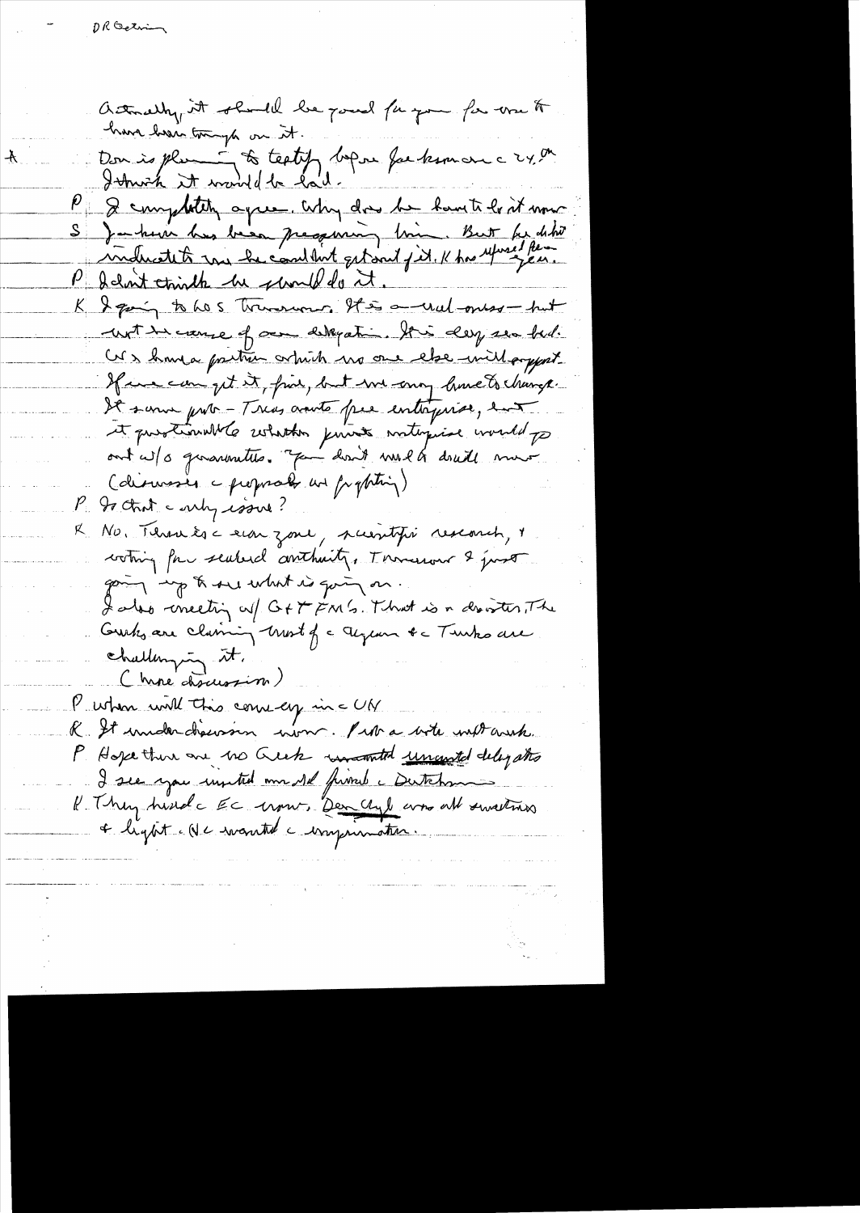DR Oetring

Actually, it should be good for you for one to have been through on it.

\+ Don is planning to testify before Jackson on the 24th. I think it would be bad.

P I completely agree. Why does he have to do it now?

S Jackson has been pressuring him. But he did indicate we he couldn't get out of it. K has refused for a year.

P I don't think he should do it.

K I'm going to LOS tomorrow. It's a real mess — but not because of our delegation. It is deep sea bed. We have a position which no one else will support. If we can get it, fine, but we may have to change. It's same prob — Treas wants free enterprise, but it questionable whether private enterprise would go out w/o guarantees. You don't need a draft now. (discusses the proposals we're fighting)

P Is that the only issue?

K No. There is the econ zone, scientific research, & voting for seabed authority. Tomorrow I just going up to see what is going on.

I also meeting w/ G+T FM's. That is a disaster. The Greeks are claiming most of the Aegean & the Turks are challenging it.

(More discussion)

P When will this come up in the UN?

K It under discussion now. Put a vote not until.

P Hope there are no Greek unwanted delegates. I see you invited our old friend the Dutchman.

K They hired the EC man. Den Uyl was all sweetness & light. He wanted the information.